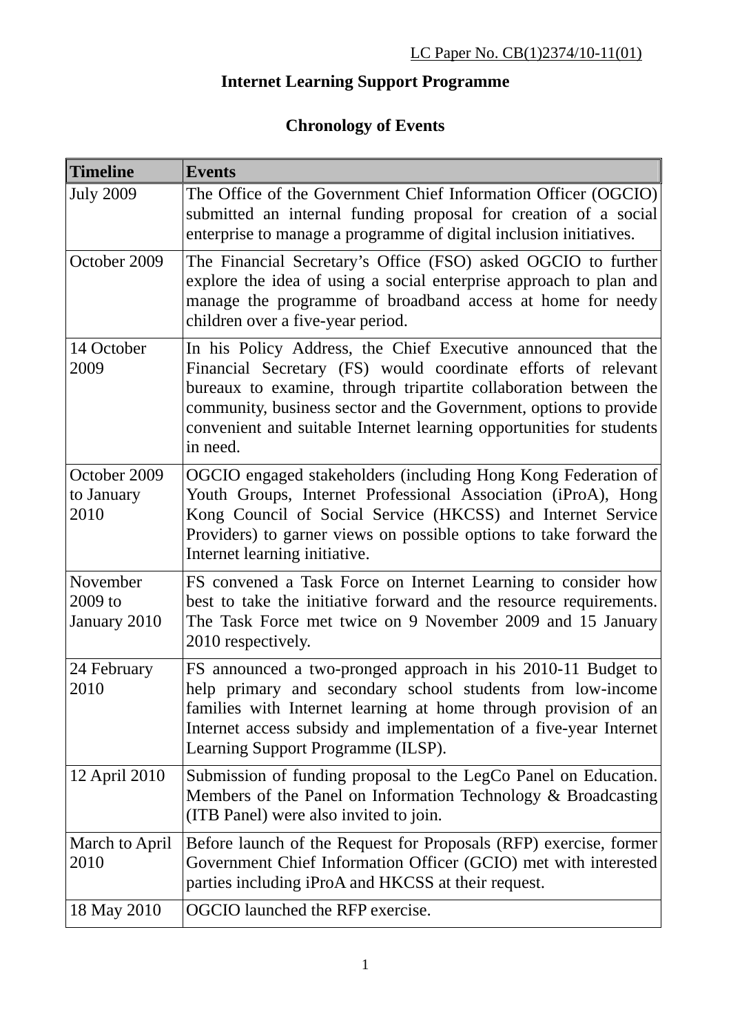LC Paper No. CB(1)2374/10-11(01)

# Internet Learning Support Programme

## Chronology of Events

| Timeline | Events |
|---|---|
| July 2009 | The Office of the Government Chief Information Officer (OGCIO) submitted an internal funding proposal for creation of a social enterprise to manage a programme of digital inclusion initiatives. |
| October 2009 | The Financial Secretary's Office (FSO) asked OGCIO to further explore the idea of using a social enterprise approach to plan and manage the programme of broadband access at home for needy children over a five-year period. |
| 14 October 2009 | In his Policy Address, the Chief Executive announced that the Financial Secretary (FS) would coordinate efforts of relevant bureaux to examine, through tripartite collaboration between the community, business sector and the Government, options to provide convenient and suitable Internet learning opportunities for students in need. |
| October 2009 to January 2010 | OGCIO engaged stakeholders (including Hong Kong Federation of Youth Groups, Internet Professional Association (iProA), Hong Kong Council of Social Service (HKCSS) and Internet Service Providers) to garner views on possible options to take forward the Internet learning initiative. |
| November 2009 to January 2010 | FS convened a Task Force on Internet Learning to consider how best to take the initiative forward and the resource requirements. The Task Force met twice on 9 November 2009 and 15 January 2010 respectively. |
| 24 February 2010 | FS announced a two-pronged approach in his 2010-11 Budget to help primary and secondary school students from low-income families with Internet learning at home through provision of an Internet access subsidy and implementation of a five-year Internet Learning Support Programme (ILSP). |
| 12 April 2010 | Submission of funding proposal to the LegCo Panel on Education. Members of the Panel on Information Technology & Broadcasting (ITB Panel) were also invited to join. |
| March to April 2010 | Before launch of the Request for Proposals (RFP) exercise, former Government Chief Information Officer (GCIO) met with interested parties including iProA and HKCSS at their request. |
| 18 May 2010 | OGCIO launched the RFP exercise. |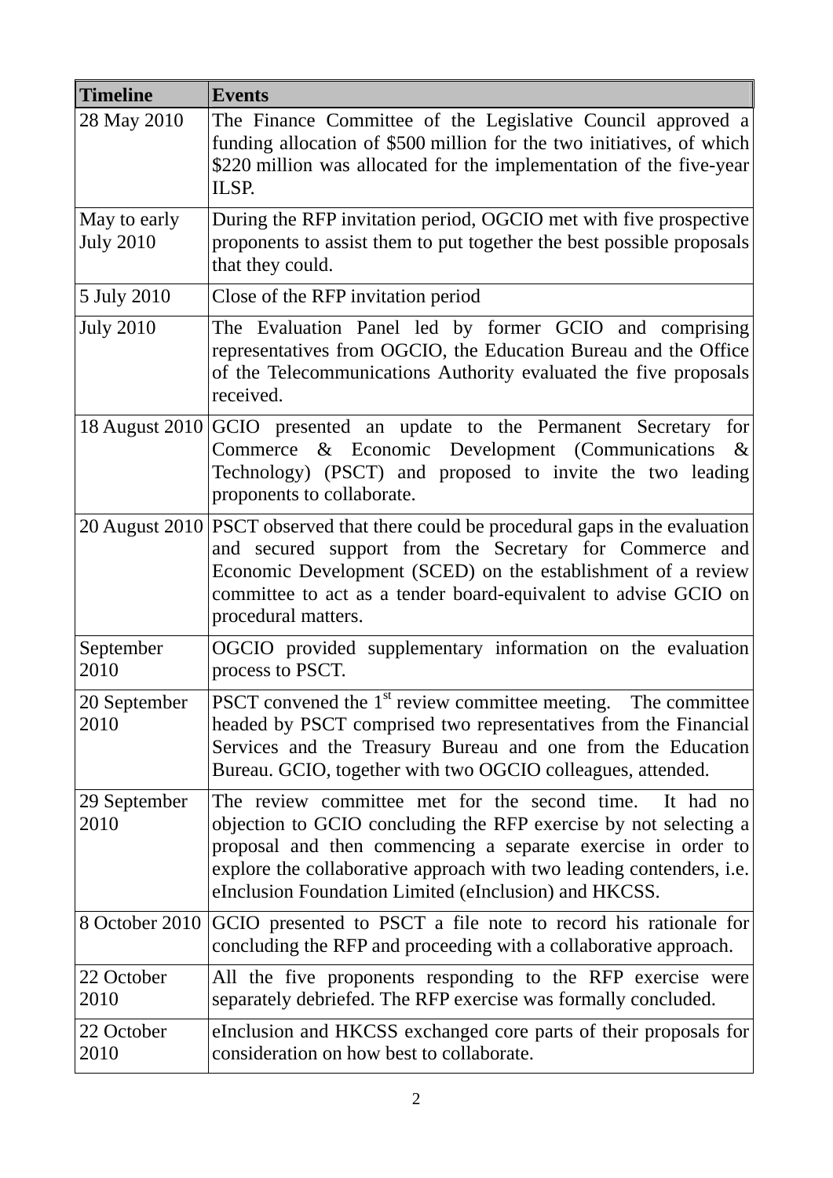| Timeline | Events |
|---|---|
| 28 May 2010 | The Finance Committee of the Legislative Council approved a funding allocation of $500 million for the two initiatives, of which $220 million was allocated for the implementation of the five-year ILSP. |
| May to early July 2010 | During the RFP invitation period, OGCIO met with five prospective proponents to assist them to put together the best possible proposals that they could. |
| 5 July 2010 | Close of the RFP invitation period |
| July 2010 | The Evaluation Panel led by former GCIO and comprising representatives from OGCIO, the Education Bureau and the Office of the Telecommunications Authority evaluated the five proposals received. |
| 18 August 2010 | GCIO presented an update to the Permanent Secretary for Commerce & Economic Development (Communications & Technology) (PSCT) and proposed to invite the two leading proponents to collaborate. |
| 20 August 2010 | PSCT observed that there could be procedural gaps in the evaluation and secured support from the Secretary for Commerce and Economic Development (SCED) on the establishment of a review committee to act as a tender board-equivalent to advise GCIO on procedural matters. |
| September 2010 | OGCIO provided supplementary information on the evaluation process to PSCT. |
| 20 September 2010 | PSCT convened the 1st review committee meeting. The committee headed by PSCT comprised two representatives from the Financial Services and the Treasury Bureau and one from the Education Bureau. GCIO, together with two OGCIO colleagues, attended. |
| 29 September 2010 | The review committee met for the second time. It had no objection to GCIO concluding the RFP exercise by not selecting a proposal and then commencing a separate exercise in order to explore the collaborative approach with two leading contenders, i.e. eInclusion Foundation Limited (eInclusion) and HKCSS. |
| 8 October 2010 | GCIO presented to PSCT a file note to record his rationale for concluding the RFP and proceeding with a collaborative approach. |
| 22 October 2010 | All the five proponents responding to the RFP exercise were separately debriefed. The RFP exercise was formally concluded. |
| 22 October 2010 | eInclusion and HKCSS exchanged core parts of their proposals for consideration on how best to collaborate. |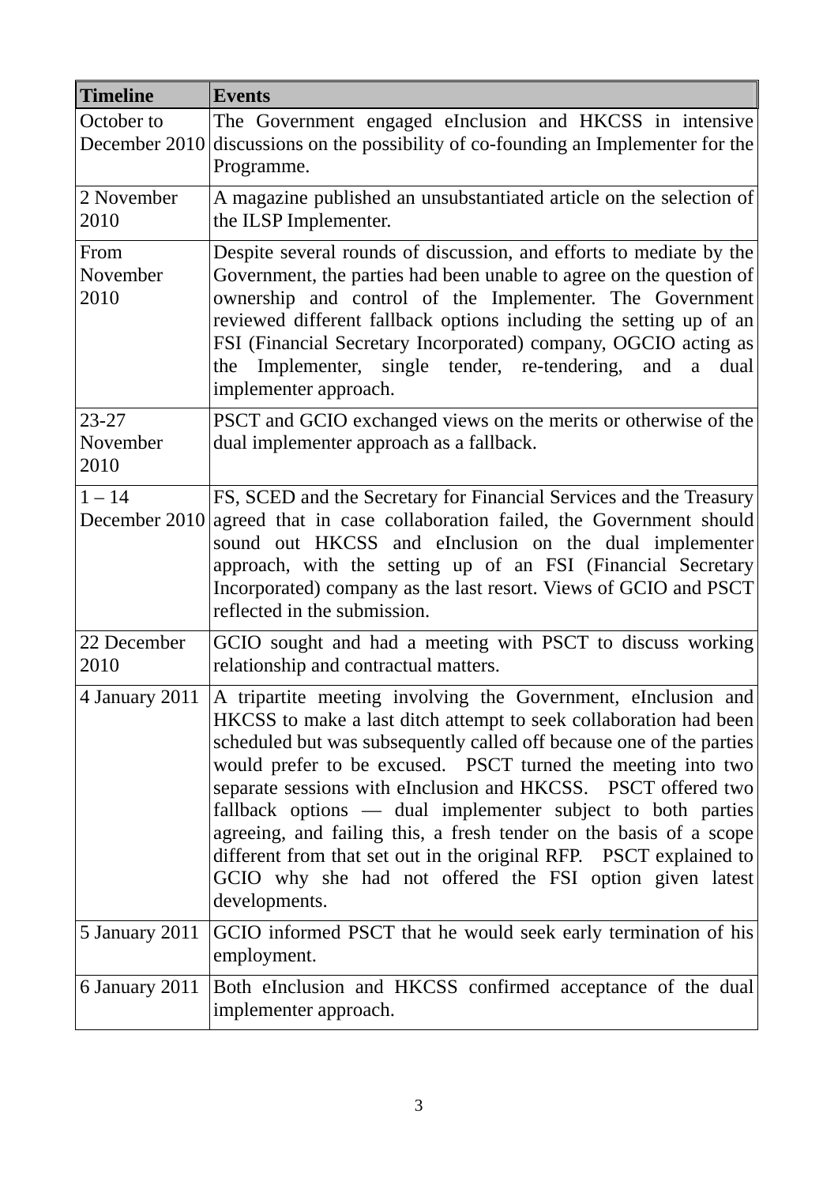| Timeline | Events |
| --- | --- |
| October to December 2010 | The Government engaged eInclusion and HKCSS in intensive discussions on the possibility of co-founding an Implementer for the Programme. |
| 2 November 2010 | A magazine published an unsubstantiated article on the selection of the ILSP Implementer. |
| From November 2010 | Despite several rounds of discussion, and efforts to mediate by the Government, the parties had been unable to agree on the question of ownership and control of the Implementer. The Government reviewed different fallback options including the setting up of an FSI (Financial Secretary Incorporated) company, OGCIO acting as the Implementer, single tender, re-tendering, and a dual implementer approach. |
| 23-27 November 2010 | PSCT and GCIO exchanged views on the merits or otherwise of the dual implementer approach as a fallback. |
| 1 – 14 December 2010 | FS, SCED and the Secretary for Financial Services and the Treasury agreed that in case collaboration failed, the Government should sound out HKCSS and eInclusion on the dual implementer approach, with the setting up of an FSI (Financial Secretary Incorporated) company as the last resort. Views of GCIO and PSCT reflected in the submission. |
| 22 December 2010 | GCIO sought and had a meeting with PSCT to discuss working relationship and contractual matters. |
| 4 January 2011 | A tripartite meeting involving the Government, eInclusion and HKCSS to make a last ditch attempt to seek collaboration had been scheduled but was subsequently called off because one of the parties would prefer to be excused. PSCT turned the meeting into two separate sessions with eInclusion and HKCSS. PSCT offered two fallback options — dual implementer subject to both parties agreeing, and failing this, a fresh tender on the basis of a scope different from that set out in the original RFP. PSCT explained to GCIO why she had not offered the FSI option given latest developments. |
| 5 January 2011 | GCIO informed PSCT that he would seek early termination of his employment. |
| 6 January 2011 | Both eInclusion and HKCSS confirmed acceptance of the dual implementer approach. |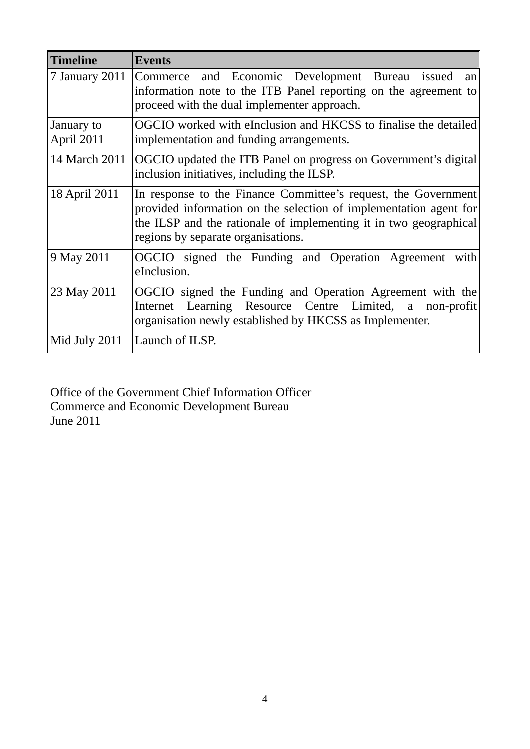| Timeline | Events |
|---|---|
| 7 January 2011 | Commerce and Economic Development Bureau issued an information note to the ITB Panel reporting on the agreement to proceed with the dual implementer approach. |
| January to April 2011 | OGCIO worked with eInclusion and HKCSS to finalise the detailed implementation and funding arrangements. |
| 14 March 2011 | OGCIO updated the ITB Panel on progress on Government's digital inclusion initiatives, including the ILSP. |
| 18 April 2011 | In response to the Finance Committee's request, the Government provided information on the selection of implementation agent for the ILSP and the rationale of implementing it in two geographical regions by separate organisations. |
| 9 May 2011 | OGCIO signed the Funding and Operation Agreement with eInclusion. |
| 23 May 2011 | OGCIO signed the Funding and Operation Agreement with the Internet Learning Resource Centre Limited, a non-profit organisation newly established by HKCSS as Implementer. |
| Mid July 2011 | Launch of ILSP. |

Office of the Government Chief Information Officer
Commerce and Economic Development Bureau
June 2011